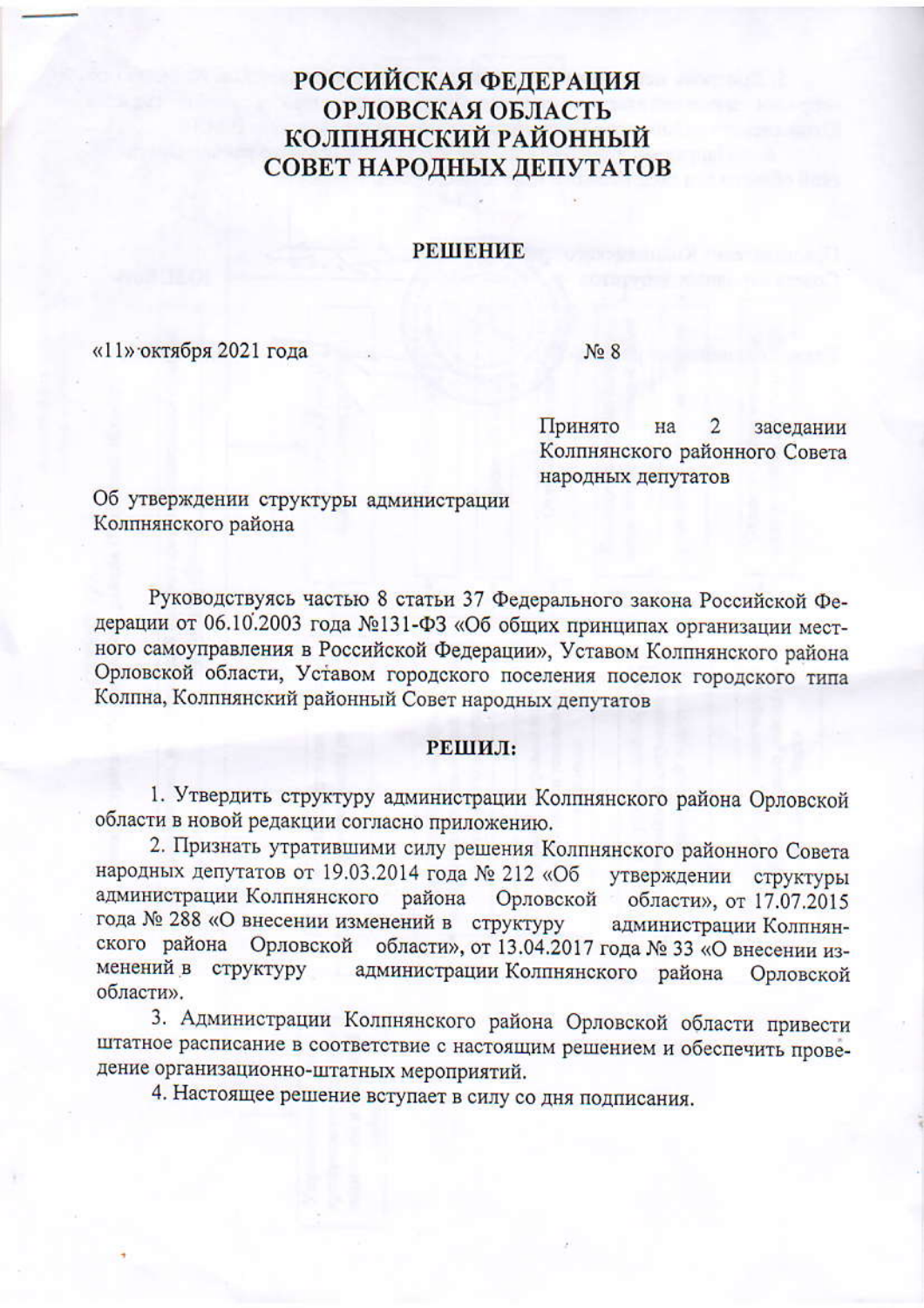# РОССИЙСКАЯ ФЕДЕРАЦИЯ
# ОРЛОВСКАЯ ОБЛАСТЬ
# КОЛПНЯНСКИЙ РАЙОННЫЙ СОВЕТ НАРОДНЫХ ДЕПУТАТОВ

## РЕШЕНИЕ

«11» октября 2021 года № 8

Принято на 2 заседании Колпнянского районного Совета народных депутатов

Об утверждении структуры администрации Колпнянского района

Руководствуясь частью 8 статьи 37 Федерального закона Российской Федерации от 06.10.2003 года №131-ФЗ «Об общих принципах организации местного самоуправления в Российской Федерации», Уставом Колпнянского района Орловской области, Уставом городского поселения поселок городского типа Колпна, Колпнянский районный Совет народных депутатов

**РЕШИЛ:**

1. Утвердить структуру администрации Колпнянского района Орловской области в новой редакции согласно приложению.
2. Признать утратившими силу решения Колпнянского районного Совета народных депутатов от 19.03.2014 года № 212 «Об утверждении структуры администрации Колпнянского района Орловской области», от 17.07.2015 года № 288 «О внесении изменений в структуру администрации Колпнянского района Орловской области», от 13.04.2017 года № 33 «О внесении изменений в структуру администрации Колпнянского района Орловской области».
3. Администрации Колпнянского района Орловской области привести штатное расписание в соответствие с настоящим решением и обеспечить проведение организационно-штатных мероприятий.
4. Настоящее решение вступает в силу со дня подписания.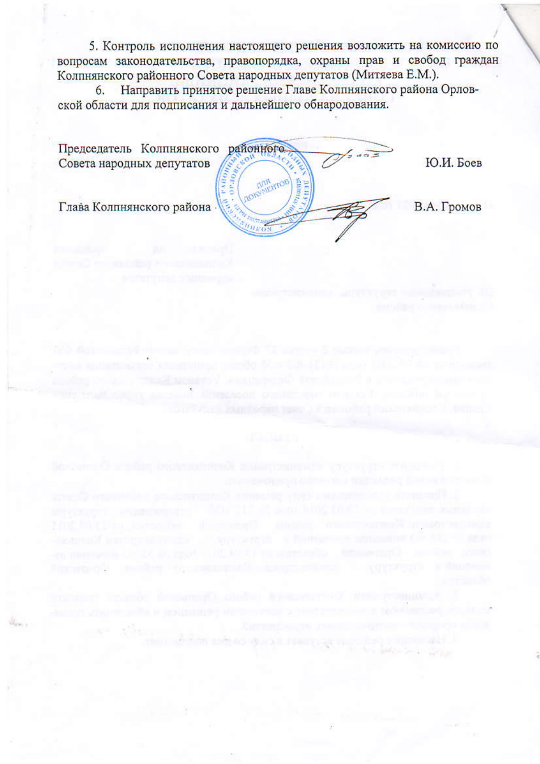5. Контроль исполнения настоящего решения возложить на комиссию по вопросам законодательства, правопорядка, охраны прав и свобод граждан Колпнянского районного Совета народных депутатов (Митяева Е.М.).

6. Направить принятое решение Главе Колпнянского района Орловской области для подписания и дальнейшего обнародования.

Председатель Колпнянского районного Совета народных депутатов — Ю.И. Боев

Глава Колпнянского района — В.А. Громов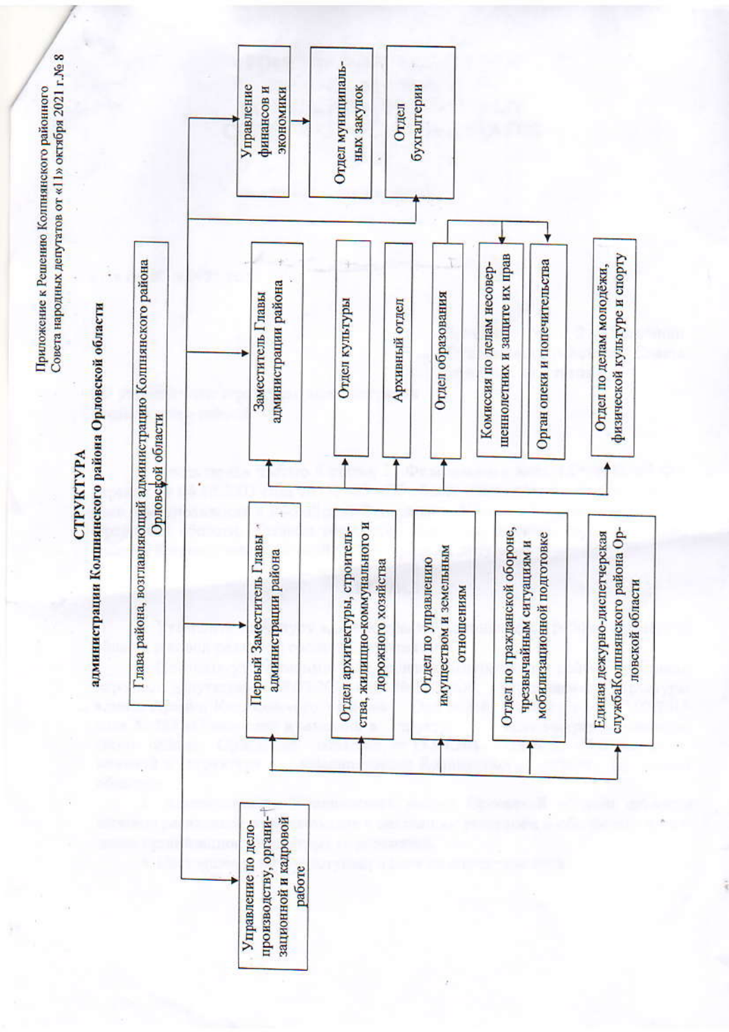Приложение к Решению Колпнянского районного Совета народных депутатов от «11» октября 2021 г. № 8

## СТРУКТУРА

## администрации Колпнянского района Орловской области

Глава района, возглавляющий администрацию Колпнянского района Орловской области

Управление по делопроизводству, организационной и кадровой работе

Первый Заместитель Главы администрации района

- Отдел архитектуры, строительства, жилищно-коммунального и дорожного хозяйства
- Отдел по управлению имуществом и земельным отношениям
- Отдел по гражданской обороне, чрезвычайным ситуациям и мобилизационной подготовке
- Единая дежурно-диспетчерская служба Колпнянского района Орловской области

Заместитель Главы администрации района

- Отдел культуры
- Архивный отдел
- Отдел образования
  - Комиссия по делам несовершеннолетних и защите их прав
  - Орган опеки и попечительства
- Отдел по делам молодёжи, физической культуре и спорту

Управление финансов и экономики

- Отдел муниципальных закупок
- Отдел бухгалтерии